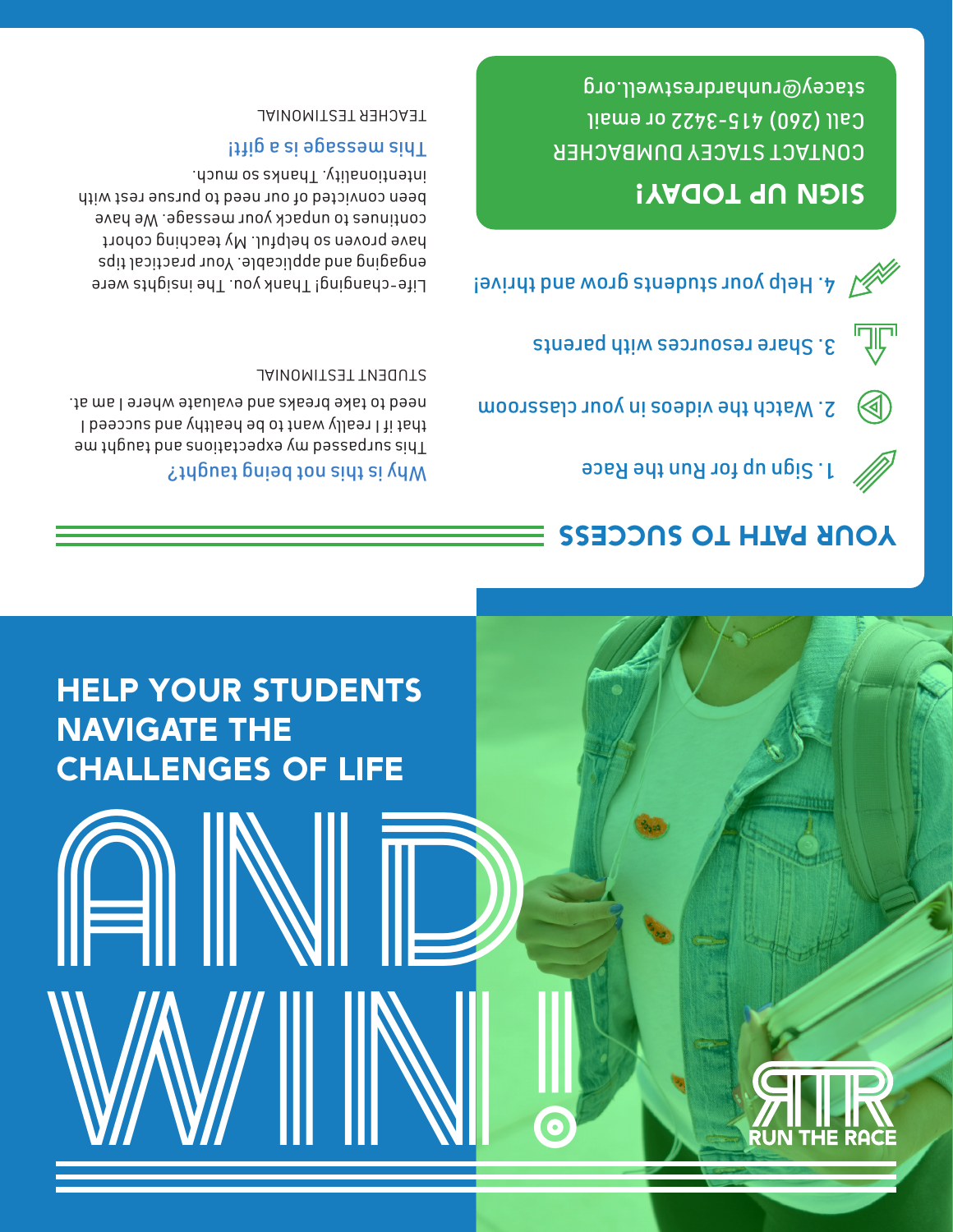# HELP YOUR STUDENTS NAVIGATE THE CHALLENGES OF LIFE

# AND WIN!

RUN THE RACE

## YOUR PATH TO SUCCESS

1. Sign up for Run the Race
2. Watch the videos in your classroom
3. Share resources with parents
4. Help your students grow and thrive!

## SIGN UP TODAY!

CONTACT STACEY DUMBACHER
Call (260) 415-3422 or email
stacey@runhardrestwell.org

**Why is this not being taught?**

This surpassed my expectations and taught me that if I really want to be healthy and succeed I need to take breaks and evaluate where I am at.

STUDENT TESTIMONIAL

**This message is a gift!**

Life-changing! Thank you. The insights were engaging and applicable. Your practical tips have proven so helpful. My teaching cohort continues to unpack your message. We have been convicted of our need to pursue rest with intentionality. Thanks so much.

TEACHER TESTIMONIAL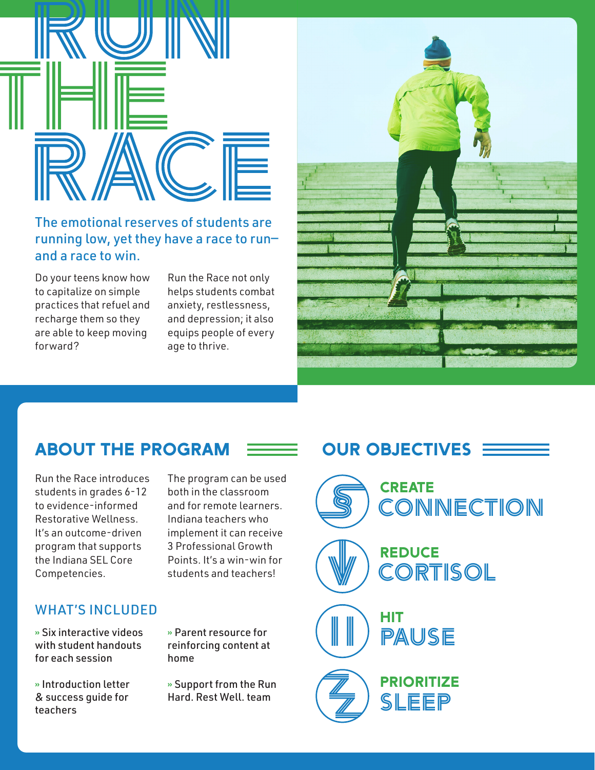# RUN THE RACE

**The emotional reserves of students are running low, yet they have a race to run—and a race to win.**

Do your teens know how to capitalize on simple practices that refuel and recharge them so they are able to keep moving forward?

Run the Race not only helps students combat anxiety, restlessness, and depression; it also equips people of every age to thrive.

## ABOUT THE PROGRAM

Run the Race introduces students in grades 6-12 to evidence-informed Restorative Wellness. It's an outcome-driven program that supports the Indiana SEL Core Competencies.

The program can be used both in the classroom and for remote learners. Indiana teachers who implement it can receive 3 Professional Growth Points. It's a win-win for students and teachers!

### WHAT'S INCLUDED

- » Six interactive videos with student handouts for each session
- » Introduction letter & success guide for teachers
- » Parent resource for reinforcing content at home
- » Support from the Run Hard. Rest Well. team

## OUR OBJECTIVES

**CREATE** CONNECTION

**REDUCE** CORTISOL

**HIT** PAUSE

**PRIORITIZE** SLEEP